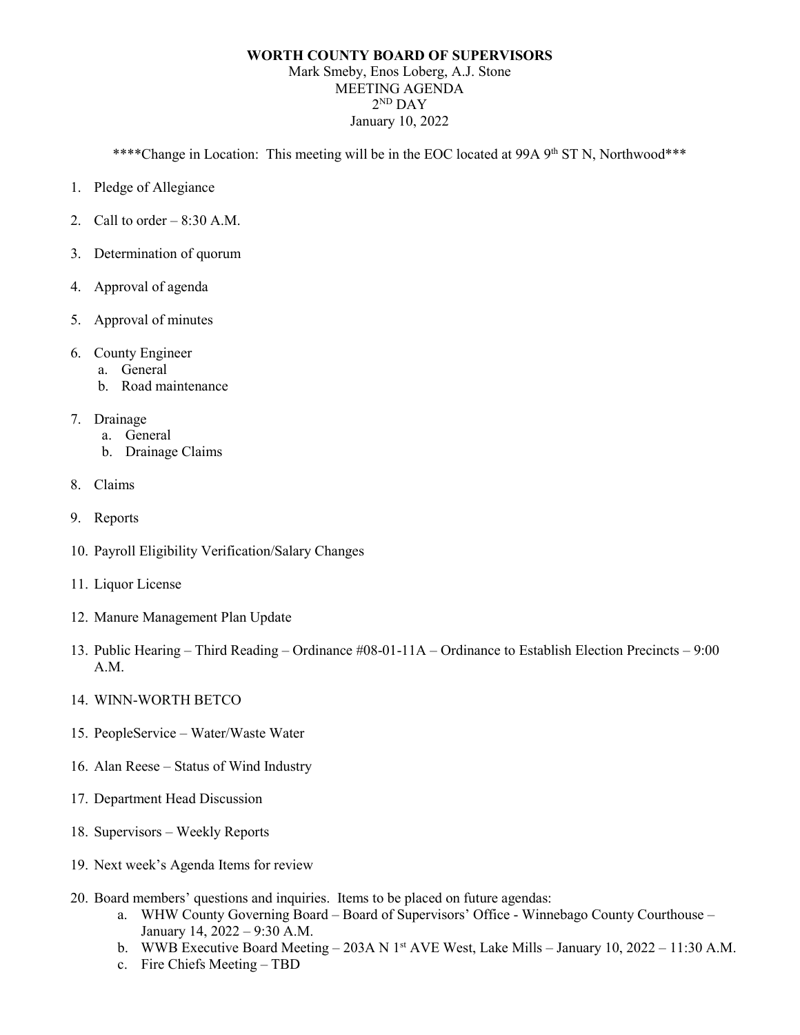**WORTH COUNTY BOARD OF SUPERVISORS**

Mark Smeby, Enos Loberg, A.J. Stone

MEETING AGENDA

2ND DAY

January 10, 2022

****Change in Location: This meeting will be in the EOC located at 99A 9th ST N, Northwood***

1. Pledge of Allegiance
2. Call to order – 8:30 A.M.
3. Determination of quorum
4. Approval of agenda
5. Approval of minutes
6. County Engineer
   a. General
   b. Road maintenance
7. Drainage
   a. General
   b. Drainage Claims
8. Claims
9. Reports
10. Payroll Eligibility Verification/Salary Changes
11. Liquor License
12. Manure Management Plan Update
13. Public Hearing – Third Reading – Ordinance #08-01-11A – Ordinance to Establish Election Precincts – 9:00 A.M.
14. WINN-WORTH BETCO
15. PeopleService – Water/Waste Water
16. Alan Reese – Status of Wind Industry
17. Department Head Discussion
18. Supervisors – Weekly Reports
19. Next week's Agenda Items for review
20. Board members' questions and inquiries. Items to be placed on future agendas:
    a. WHW County Governing Board – Board of Supervisors' Office - Winnebago County Courthouse – January 14, 2022 – 9:30 A.M.
    b. WWB Executive Board Meeting – 203A N 1st AVE West, Lake Mills – January 10, 2022 – 11:30 A.M.
    c. Fire Chiefs Meeting – TBD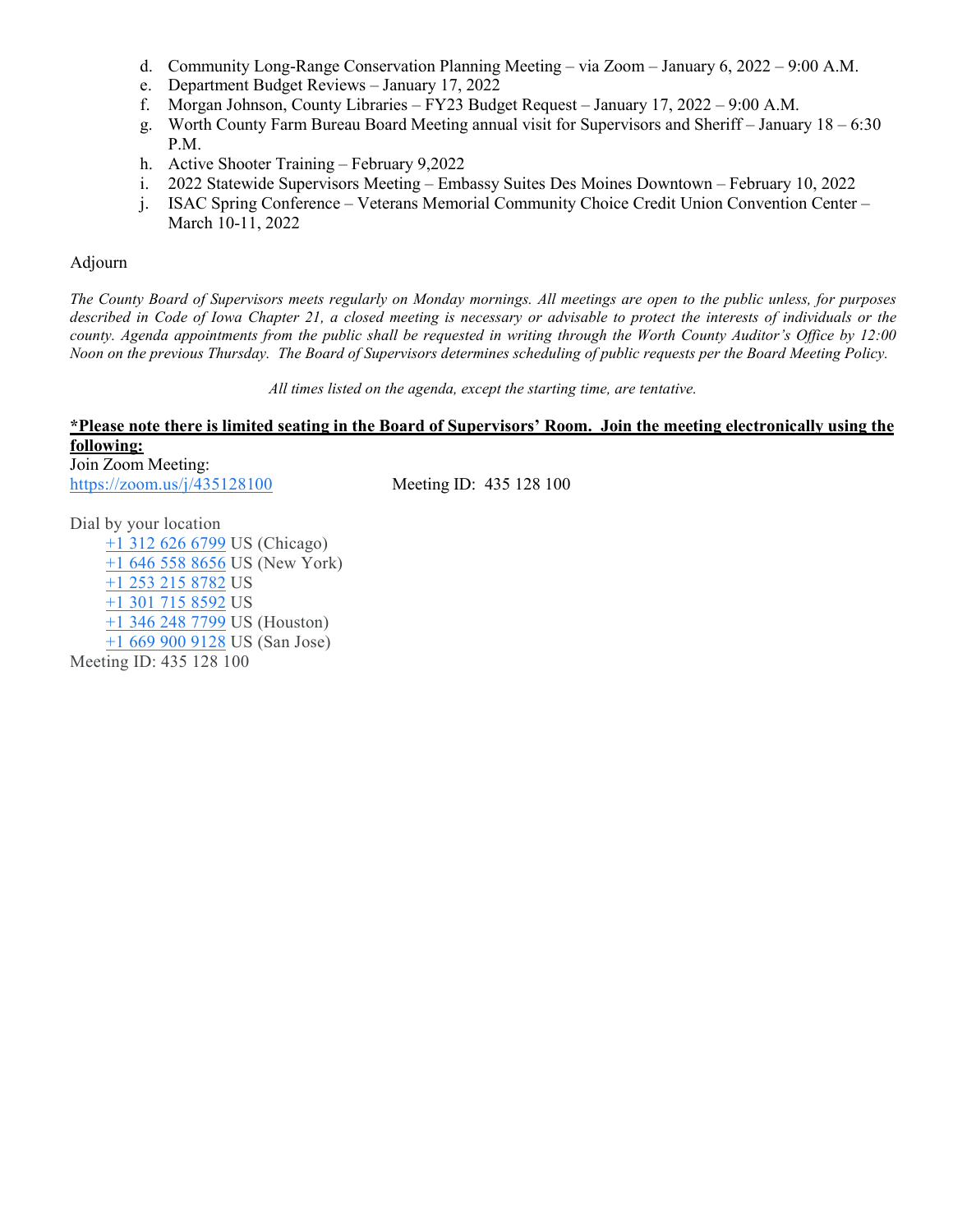d. Community Long-Range Conservation Planning Meeting – via Zoom – January 6, 2022 – 9:00 A.M.
e. Department Budget Reviews – January 17, 2022
f. Morgan Johnson, County Libraries – FY23 Budget Request – January 17, 2022 – 9:00 A.M.
g. Worth County Farm Bureau Board Meeting annual visit for Supervisors and Sheriff – January 18 – 6:30 P.M.
h. Active Shooter Training – February 9,2022
i. 2022 Statewide Supervisors Meeting – Embassy Suites Des Moines Downtown – February 10, 2022
j. ISAC Spring Conference – Veterans Memorial Community Choice Credit Union Convention Center – March 10-11, 2022

Adjourn

*The County Board of Supervisors meets regularly on Monday mornings. All meetings are open to the public unless, for purposes described in Code of Iowa Chapter 21, a closed meeting is necessary or advisable to protect the interests of individuals or the county. Agenda appointments from the public shall be requested in writing through the Worth County Auditor's Office by 12:00 Noon on the previous Thursday. The Board of Supervisors determines scheduling of public requests per the Board Meeting Policy.*

*All times listed on the agenda, except the starting time, are tentative.*

**\*Please note there is limited seating in the Board of Supervisors' Room. Join the meeting electronically using the following:**

Join Zoom Meeting:
https://zoom.us/j/435128100 Meeting ID: 435 128 100

Dial by your location
+1 312 626 6799 US (Chicago)
+1 646 558 8656 US (New York)
+1 253 215 8782 US
+1 301 715 8592 US
+1 346 248 7799 US (Houston)
+1 669 900 9128 US (San Jose)
Meeting ID: 435 128 100